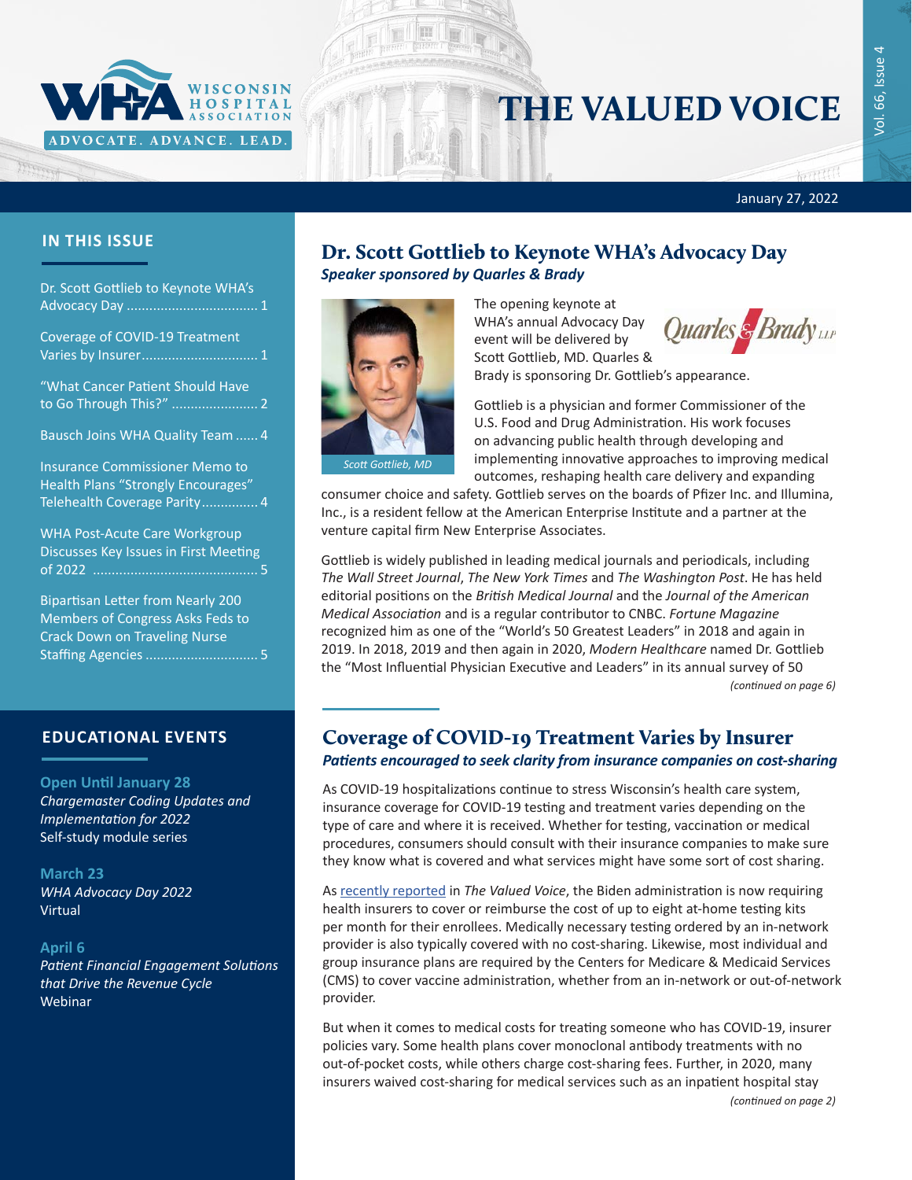# THE VALUED VOICE

WISCONSIN HOSPITAL ASSOCIATION

ADVOCATE. ADVANCE. LEAD.

January 27, 2022

## IN THIS ISSUE

- Dr. Scott Gottlieb to Keynote WHA's Advocacy Day ..... 1
- Coverage of COVID-19 Treatment Varies by Insurer ..... 1
- "What Cancer Patient Should Have to Go Through This?" ..... 2
- Bausch Joins WHA Quality Team ..... 4
- Insurance Commissioner Memo to Health Plans "Strongly Encourages" Telehealth Coverage Parity ..... 4
- WHA Post-Acute Care Workgroup Discusses Key Issues in First Meeting of 2022 ..... 5
- Bipartisan Letter from Nearly 200 Members of Congress Asks Feds to Crack Down on Traveling Nurse Staffing Agencies ..... 5

## EDUCATIONAL EVENTS

**Open Until January 28**
*Chargemaster Coding Updates and Implementation for 2022*
Self-study module series

**March 23**
*WHA Advocacy Day 2022*
Virtual

**April 6**
*Patient Financial Engagement Solutions that Drive the Revenue Cycle*
Webinar

## Dr. Scott Gottlieb to Keynote WHA's Advocacy Day

***Speaker sponsored by Quarles & Brady***

*Scott Gottlieb, MD*

The opening keynote at WHA's annual Advocacy Day event will be delivered by Scott Gottlieb, MD. Quarles & Brady is sponsoring Dr. Gottlieb's appearance.

Gottlieb is a physician and former Commissioner of the U.S. Food and Drug Administration. His work focuses on advancing public health through developing and implementing innovative approaches to improving medical outcomes, reshaping health care delivery and expanding consumer choice and safety. Gottlieb serves on the boards of Pfizer Inc. and Illumina, Inc., is a resident fellow at the American Enterprise Institute and a partner at the venture capital firm New Enterprise Associates.

Gottlieb is widely published in leading medical journals and periodicals, including *The Wall Street Journal*, *The New York Times* and *The Washington Post*. He has held editorial positions on the *British Medical Journal* and the *Journal of the American Medical Association* and is a regular contributor to CNBC. *Fortune Magazine* recognized him as one of the "World's 50 Greatest Leaders" in 2018 and again in 2019. In 2018, 2019 and then again in 2020, *Modern Healthcare* named Dr. Gottlieb the "Most Influential Physician Executive and Leaders" in its annual survey of 50

*(continued on page 6)*

## Coverage of COVID-19 Treatment Varies by Insurer

***Patients encouraged to seek clarity from insurance companies on cost-sharing***

As COVID-19 hospitalizations continue to stress Wisconsin's health care system, insurance coverage for COVID-19 testing and treatment varies depending on the type of care and where it is received. Whether for testing, vaccination or medical procedures, consumers should consult with their insurance companies to make sure they know what is covered and what services might have some sort of cost sharing.

As recently reported in *The Valued Voice*, the Biden administration is now requiring health insurers to cover or reimburse the cost of up to eight at-home testing kits per month for their enrollees. Medically necessary testing ordered by an in-network provider is also typically covered with no cost-sharing. Likewise, most individual and group insurance plans are required by the Centers for Medicare & Medicaid Services (CMS) to cover vaccine administration, whether from an in-network or out-of-network provider.

But when it comes to medical costs for treating someone who has COVID-19, insurer policies vary. Some health plans cover monoclonal antibody treatments with no out-of-pocket costs, while others charge cost-sharing fees. Further, in 2020, many insurers waived cost-sharing for medical services such as an inpatient hospital stay

*(continued on page 2)*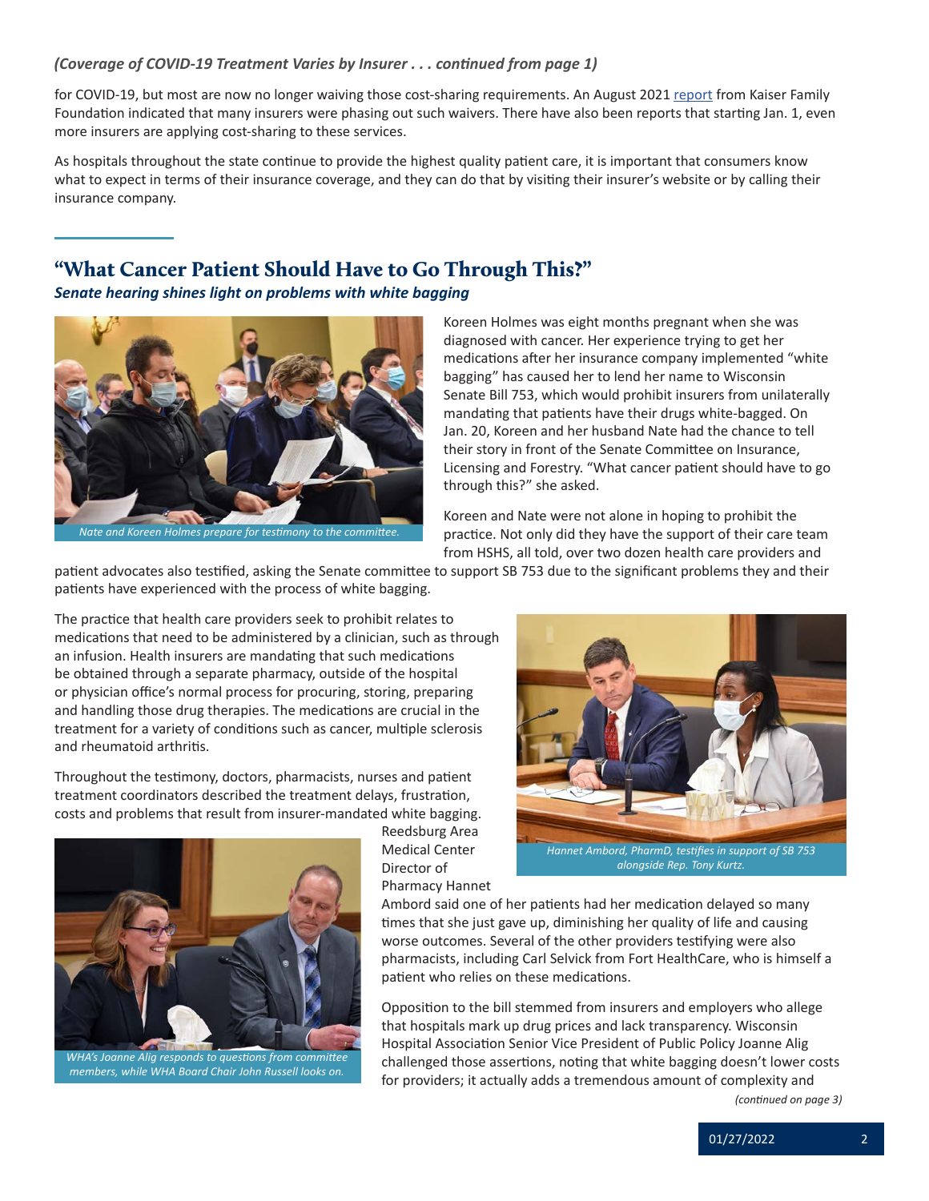*(Coverage of COVID-19 Treatment Varies by Insurer . . . continued from page 1)*

for COVID-19, but most are now no longer waiving those cost-sharing requirements. An August 2021 report from Kaiser Family Foundation indicated that many insurers were phasing out such waivers. There have also been reports that starting Jan. 1, even more insurers are applying cost-sharing to these services.

As hospitals throughout the state continue to provide the highest quality patient care, it is important that consumers know what to expect in terms of their insurance coverage, and they can do that by visiting their insurer's website or by calling their insurance company.

## "What Cancer Patient Should Have to Go Through This?"

***Senate hearing shines light on problems with white bagging***

Nate and Koreen Holmes prepare for testimony to the committee.

Koreen Holmes was eight months pregnant when she was diagnosed with cancer. Her experience trying to get her medications after her insurance company implemented "white bagging" has caused her to lend her name to Wisconsin Senate Bill 753, which would prohibit insurers from unilaterally mandating that patients have their drugs white-bagged. On Jan. 20, Koreen and her husband Nate had the chance to tell their story in front of the Senate Committee on Insurance, Licensing and Forestry. "What cancer patient should have to go through this?" she asked.

Koreen and Nate were not alone in hoping to prohibit the practice. Not only did they have the support of their care team from HSHS, all told, over two dozen health care providers and patient advocates also testified, asking the Senate committee to support SB 753 due to the significant problems they and their patients have experienced with the process of white bagging.

The practice that health care providers seek to prohibit relates to medications that need to be administered by a clinician, such as through an infusion. Health insurers are mandating that such medications be obtained through a separate pharmacy, outside of the hospital or physician office's normal process for procuring, storing, preparing and handling those drug therapies. The medications are crucial in the treatment for a variety of conditions such as cancer, multiple sclerosis and rheumatoid arthritis.

Hannet Ambord, PharmD, testifies in support of SB 753 alongside Rep. Tony Kurtz.

Throughout the testimony, doctors, pharmacists, nurses and patient treatment coordinators described the treatment delays, frustration, costs and problems that result from insurer-mandated white bagging. Reedsburg Area Medical Center Director of Pharmacy Hannet Ambord said one of her patients had her medication delayed so many times that she just gave up, diminishing her quality of life and causing worse outcomes. Several of the other providers testifying were also pharmacists, including Carl Selvick from Fort HealthCare, who is himself a patient who relies on these medications.

WHA's Joanne Alig responds to questions from committee members, while WHA Board Chair John Russell looks on.

Opposition to the bill stemmed from insurers and employers who allege that hospitals mark up drug prices and lack transparency. Wisconsin Hospital Association Senior Vice President of Public Policy Joanne Alig challenged those assertions, noting that white bagging doesn't lower costs for providers; it actually adds a tremendous amount of complexity and

*(continued on page 3)*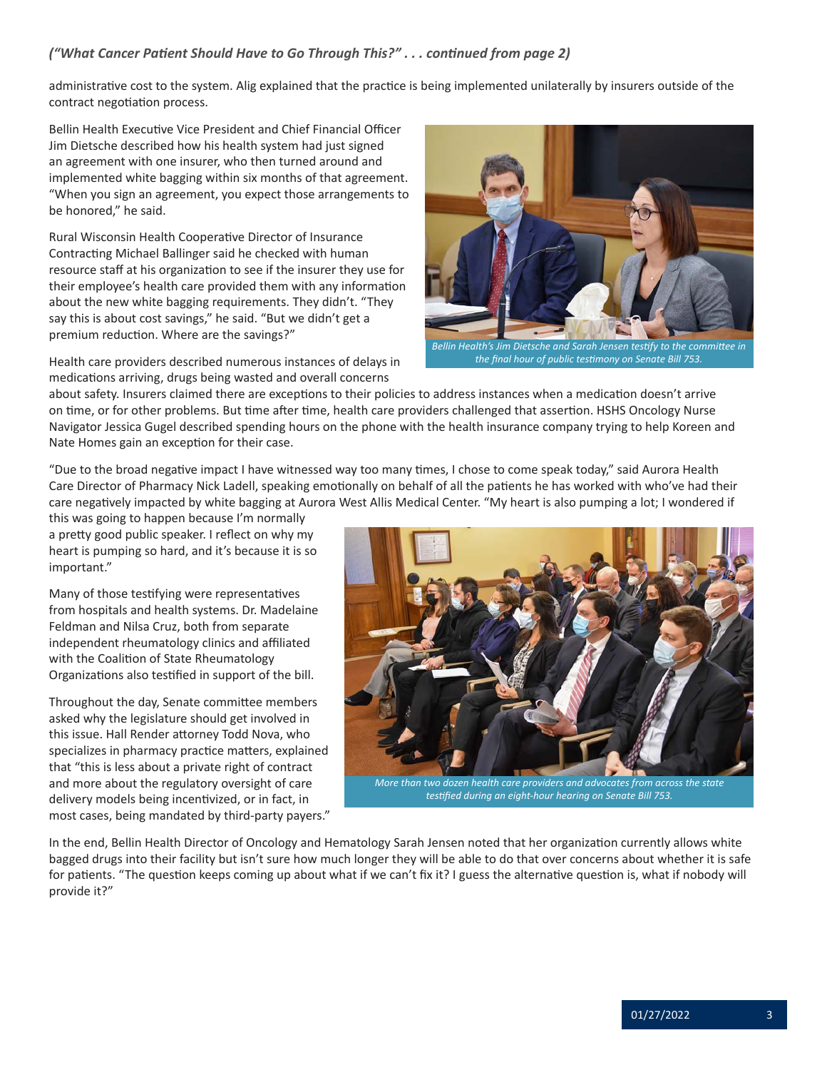*("What Cancer Patient Should Have to Go Through This?" . . . continued from page 2)*

administrative cost to the system. Alig explained that the practice is being implemented unilaterally by insurers outside of the contract negotiation process.

Bellin Health Executive Vice President and Chief Financial Officer Jim Dietsche described how his health system had just signed an agreement with one insurer, who then turned around and implemented white bagging within six months of that agreement. "When you sign an agreement, you expect those arrangements to be honored," he said.

Rural Wisconsin Health Cooperative Director of Insurance Contracting Michael Ballinger said he checked with human resource staff at his organization to see if the insurer they use for their employee's health care provided them with any information about the new white bagging requirements. They didn't. "They say this is about cost savings," he said. "But we didn't get a premium reduction. Where are the savings?"

*Bellin Health's Jim Dietsche and Sarah Jensen testify to the committee in the final hour of public testimony on Senate Bill 753.*

Health care providers described numerous instances of delays in medications arriving, drugs being wasted and overall concerns about safety. Insurers claimed there are exceptions to their policies to address instances when a medication doesn't arrive on time, or for other problems. But time after time, health care providers challenged that assertion. HSHS Oncology Nurse Navigator Jessica Gugel described spending hours on the phone with the health insurance company trying to help Koreen and Nate Homes gain an exception for their case.

"Due to the broad negative impact I have witnessed way too many times, I chose to come speak today," said Aurora Health Care Director of Pharmacy Nick Ladell, speaking emotionally on behalf of all the patients he has worked with who've had their care negatively impacted by white bagging at Aurora West Allis Medical Center. "My heart is also pumping a lot; I wondered if this was going to happen because I'm normally a pretty good public speaker. I reflect on why my heart is pumping so hard, and it's because it is so important."

Many of those testifying were representatives from hospitals and health systems. Dr. Madelaine Feldman and Nilsa Cruz, both from separate independent rheumatology clinics and affiliated with the Coalition of State Rheumatology Organizations also testified in support of the bill.

Throughout the day, Senate committee members asked why the legislature should get involved in this issue. Hall Render attorney Todd Nova, who specializes in pharmacy practice matters, explained that "this is less about a private right of contract and more about the regulatory oversight of care delivery models being incentivized, or in fact, in most cases, being mandated by third-party payers."

*More than two dozen health care providers and advocates from across the state testified during an eight-hour hearing on Senate Bill 753.*

In the end, Bellin Health Director of Oncology and Hematology Sarah Jensen noted that her organization currently allows white bagged drugs into their facility but isn't sure how much longer they will be able to do that over concerns about whether it is safe for patients. "The question keeps coming up about what if we can't fix it? I guess the alternative question is, what if nobody will provide it?"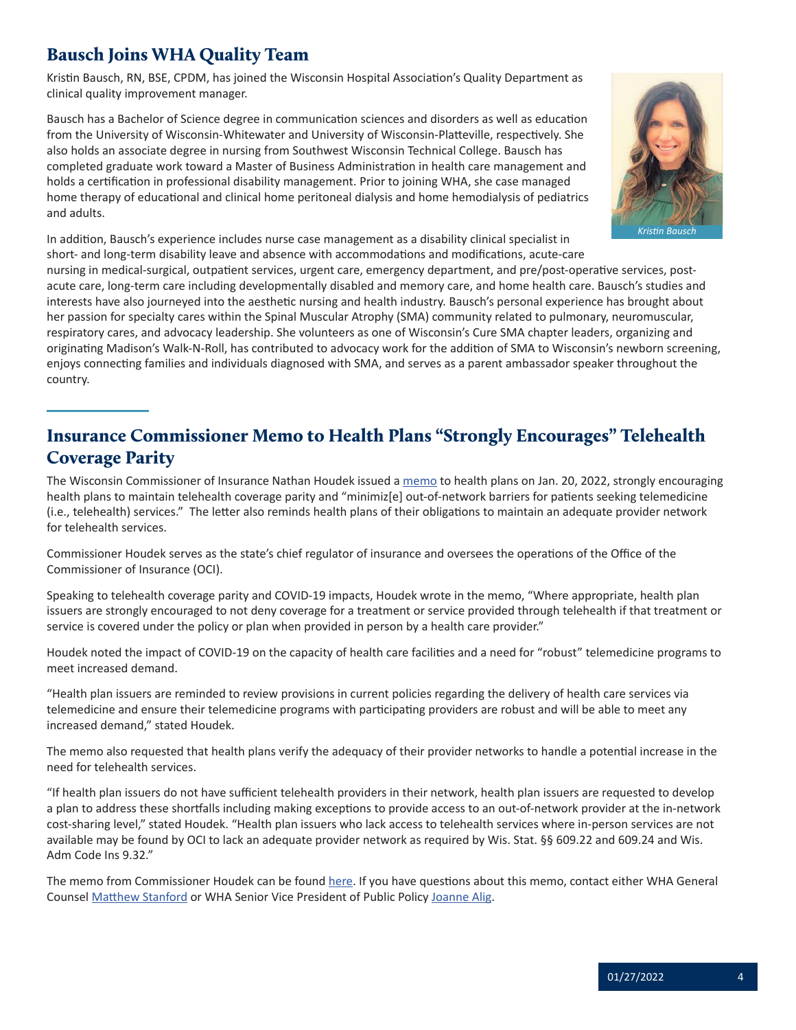## Bausch Joins WHA Quality Team

Kristin Bausch, RN, BSE, CPDM, has joined the Wisconsin Hospital Association's Quality Department as clinical quality improvement manager.

Bausch has a Bachelor of Science degree in communication sciences and disorders as well as education from the University of Wisconsin-Whitewater and University of Wisconsin-Platteville, respectively. She also holds an associate degree in nursing from Southwest Wisconsin Technical College. Bausch has completed graduate work toward a Master of Business Administration in health care management and holds a certification in professional disability management. Prior to joining WHA, she case managed home therapy of educational and clinical home peritoneal dialysis and home hemodialysis of pediatrics and adults.

*Kristin Bausch*

In addition, Bausch's experience includes nurse case management as a disability clinical specialist in short- and long-term disability leave and absence with accommodations and modifications, acute-care nursing in medical-surgical, outpatient services, urgent care, emergency department, and pre/post-operative services, post-acute care, long-term care including developmentally disabled and memory care, and home health care. Bausch's studies and interests have also journeyed into the aesthetic nursing and health industry. Bausch's personal experience has brought about her passion for specialty cares within the Spinal Muscular Atrophy (SMA) community related to pulmonary, neuromuscular, respiratory cares, and advocacy leadership. She volunteers as one of Wisconsin's Cure SMA chapter leaders, organizing and originating Madison's Walk-N-Roll, has contributed to advocacy work for the addition of SMA to Wisconsin's newborn screening, enjoys connecting families and individuals diagnosed with SMA, and serves as a parent ambassador speaker throughout the country.

## Insurance Commissioner Memo to Health Plans "Strongly Encourages" Telehealth Coverage Parity

The Wisconsin Commissioner of Insurance Nathan Houdek issued a memo to health plans on Jan. 20, 2022, strongly encouraging health plans to maintain telehealth coverage parity and "minimiz[e] out-of-network barriers for patients seeking telemedicine (i.e., telehealth) services." The letter also reminds health plans of their obligations to maintain an adequate provider network for telehealth services.

Commissioner Houdek serves as the state's chief regulator of insurance and oversees the operations of the Office of the Commissioner of Insurance (OCI).

Speaking to telehealth coverage parity and COVID-19 impacts, Houdek wrote in the memo, "Where appropriate, health plan issuers are strongly encouraged to not deny coverage for a treatment or service provided through telehealth if that treatment or service is covered under the policy or plan when provided in person by a health care provider."

Houdek noted the impact of COVID-19 on the capacity of health care facilities and a need for "robust" telemedicine programs to meet increased demand.

"Health plan issuers are reminded to review provisions in current policies regarding the delivery of health care services via telemedicine and ensure their telemedicine programs with participating providers are robust and will be able to meet any increased demand," stated Houdek.

The memo also requested that health plans verify the adequacy of their provider networks to handle a potential increase in the need for telehealth services.

"If health plan issuers do not have sufficient telehealth providers in their network, health plan issuers are requested to develop a plan to address these shortfalls including making exceptions to provide access to an out-of-network provider at the in-network cost-sharing level," stated Houdek. "Health plan issuers who lack access to telehealth services where in-person services are not available may be found by OCI to lack an adequate provider network as required by Wis. Stat. §§ 609.22 and 609.24 and Wis. Adm Code Ins 9.32."

The memo from Commissioner Houdek can be found here. If you have questions about this memo, contact either WHA General Counsel Matthew Stanford or WHA Senior Vice President of Public Policy Joanne Alig.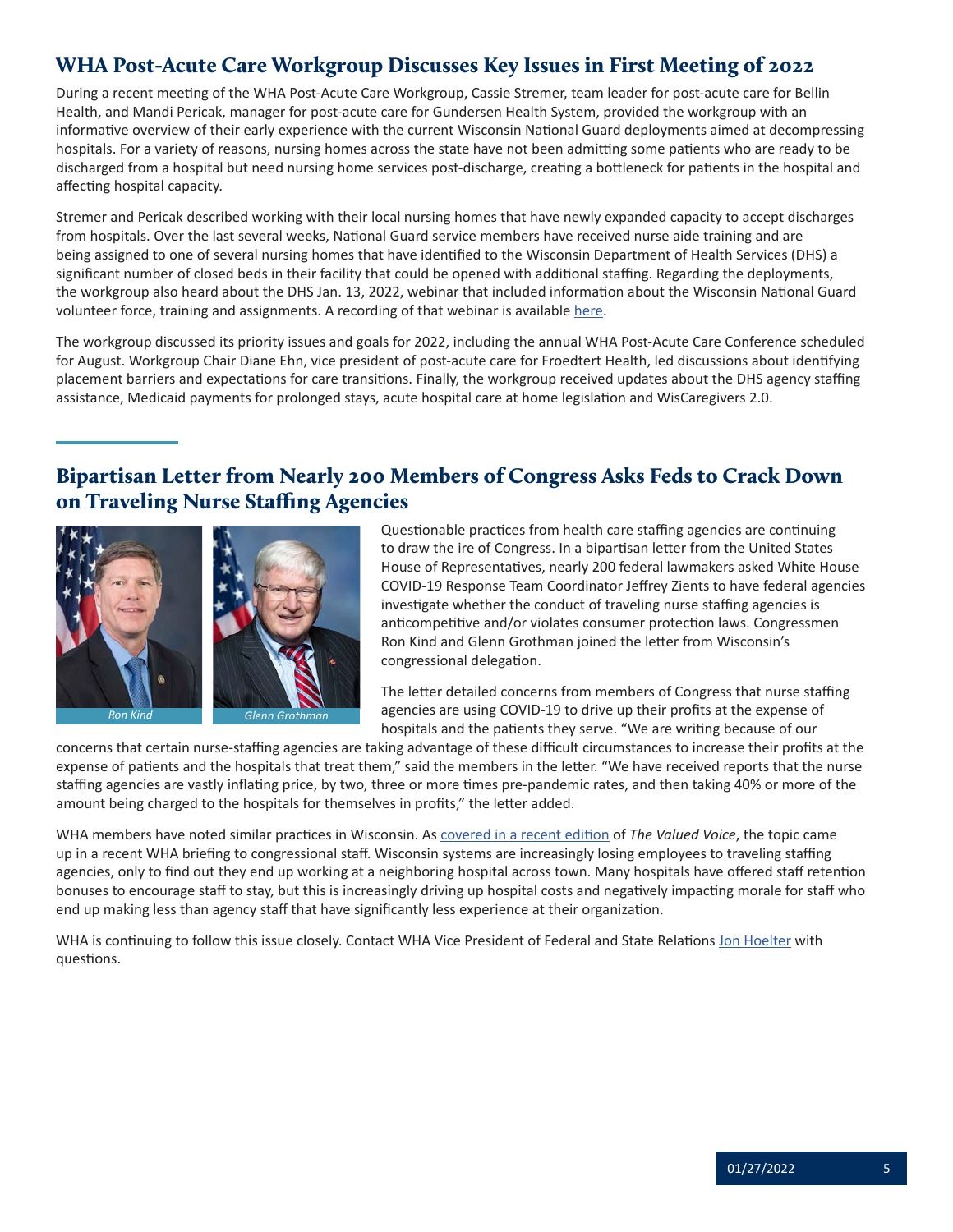## WHA Post-Acute Care Workgroup Discusses Key Issues in First Meeting of 2022

During a recent meeting of the WHA Post-Acute Care Workgroup, Cassie Stremer, team leader for post-acute care for Bellin Health, and Mandi Pericak, manager for post-acute care for Gundersen Health System, provided the workgroup with an informative overview of their early experience with the current Wisconsin National Guard deployments aimed at decompressing hospitals. For a variety of reasons, nursing homes across the state have not been admitting some patients who are ready to be discharged from a hospital but need nursing home services post-discharge, creating a bottleneck for patients in the hospital and affecting hospital capacity.

Stremer and Pericak described working with their local nursing homes that have newly expanded capacity to accept discharges from hospitals. Over the last several weeks, National Guard service members have received nurse aide training and are being assigned to one of several nursing homes that have identified to the Wisconsin Department of Health Services (DHS) a significant number of closed beds in their facility that could be opened with additional staffing. Regarding the deployments, the workgroup also heard about the DHS Jan. 13, 2022, webinar that included information about the Wisconsin National Guard volunteer force, training and assignments. A recording of that webinar is available here.

The workgroup discussed its priority issues and goals for 2022, including the annual WHA Post-Acute Care Conference scheduled for August. Workgroup Chair Diane Ehn, vice president of post-acute care for Froedtert Health, led discussions about identifying placement barriers and expectations for care transitions. Finally, the workgroup received updates about the DHS agency staffing assistance, Medicaid payments for prolonged stays, acute hospital care at home legislation and WisCaregivers 2.0.

## Bipartisan Letter from Nearly 200 Members of Congress Asks Feds to Crack Down on Traveling Nurse Staffing Agencies

*Ron Kind*

*Glenn Grothman*

Questionable practices from health care staffing agencies are continuing to draw the ire of Congress. In a bipartisan letter from the United States House of Representatives, nearly 200 federal lawmakers asked White House COVID-19 Response Team Coordinator Jeffrey Zients to have federal agencies investigate whether the conduct of traveling nurse staffing agencies is anticompetitive and/or violates consumer protection laws. Congressmen Ron Kind and Glenn Grothman joined the letter from Wisconsin's congressional delegation.

The letter detailed concerns from members of Congress that nurse staffing agencies are using COVID-19 to drive up their profits at the expense of hospitals and the patients they serve. "We are writing because of our concerns that certain nurse-staffing agencies are taking advantage of these difficult circumstances to increase their profits at the expense of patients and the hospitals that treat them," said the members in the letter. "We have received reports that the nurse staffing agencies are vastly inflating price, by two, three or more times pre-pandemic rates, and then taking 40% or more of the amount being charged to the hospitals for themselves in profits," the letter added.

WHA members have noted similar practices in Wisconsin. As covered in a recent edition of *The Valued Voice*, the topic came up in a recent WHA briefing to congressional staff. Wisconsin systems are increasingly losing employees to traveling staffing agencies, only to find out they end up working at a neighboring hospital across town. Many hospitals have offered staff retention bonuses to encourage staff to stay, but this is increasingly driving up hospital costs and negatively impacting morale for staff who end up making less than agency staff that have significantly less experience at their organization.

WHA is continuing to follow this issue closely. Contact WHA Vice President of Federal and State Relations Jon Hoelter with questions.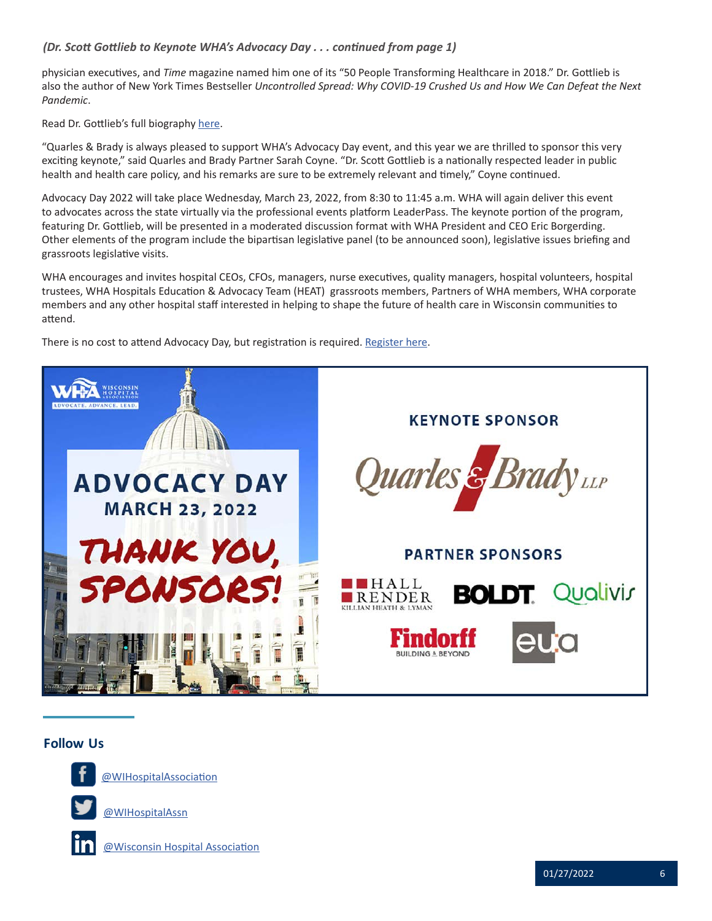*(Dr. Scott Gottlieb to Keynote WHA's Advocacy Day . . . continued from page 1)*

physician executives, and *Time* magazine named him one of its "50 People Transforming Healthcare in 2018." Dr. Gottlieb is also the author of New York Times Bestseller *Uncontrolled Spread: Why COVID-19 Crushed Us and How We Can Defeat the Next Pandemic*.

Read Dr. Gottlieb's full biography [here](#).

"Quarles & Brady is always pleased to support WHA's Advocacy Day event, and this year we are thrilled to sponsor this very exciting keynote," said Quarles and Brady Partner Sarah Coyne. "Dr. Scott Gottlieb is a nationally respected leader in public health and health care policy, and his remarks are sure to be extremely relevant and timely," Coyne continued.

Advocacy Day 2022 will take place Wednesday, March 23, 2022, from 8:30 to 11:45 a.m. WHA will again deliver this event to advocates across the state virtually via the professional events platform LeaderPass. The keynote portion of the program, featuring Dr. Gottlieb, will be presented in a moderated discussion format with WHA President and CEO Eric Borgerding. Other elements of the program include the bipartisan legislative panel (to be announced soon), legislative issues briefing and grassroots legislative visits.

WHA encourages and invites hospital CEOs, CFOs, managers, nurse executives, quality managers, hospital volunteers, hospital trustees, WHA Hospitals Education & Advocacy Team (HEAT) grassroots members, Partners of WHA members, WHA corporate members and any other hospital staff interested in helping to shape the future of health care in Wisconsin communities to attend.

There is no cost to attend Advocacy Day, but registration is required. [Register here](#).

WHA Wisconsin Hospital Association — Advocate. Advance. Lead.

ADVOCACY DAY
MARCH 23, 2022

THANK YOU, SPONSORS!

KEYNOTE SPONSOR

Quarles & Brady LLP

PARTNER SPONSORS

Hall Render Killian Heath & Lyman
BOLDT
Qualivis
Findorff Building & Beyond
eua

## Follow Us

[@WIHospitalAssociation](#)

[@WIHospitalAssn](#)

[@Wisconsin Hospital Association](#)